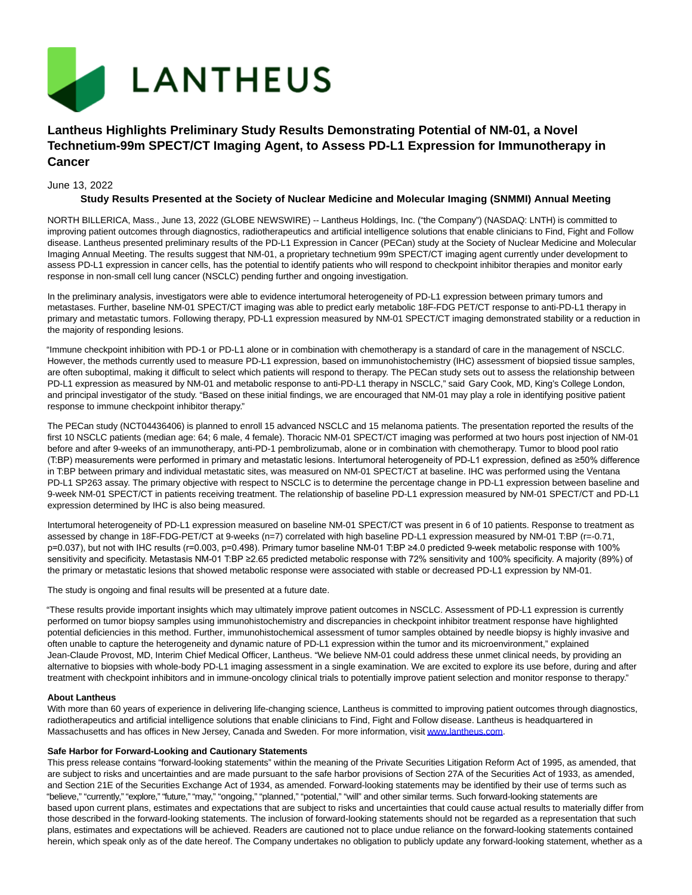# Lantheus Highlights Preliminary Study Results Demonstrating Potential of NM-01, a Novel Technetium-99m SPECT/CT Imaging Agent, to Assess PD-L1 Expression for Immunotherapy in Cancer

June 13, 2022

**Study Results Presented at the Society of Nuclear Medicine and Molecular Imaging (SNMMI) Annual Meeting**

NORTH BILLERICA, Mass., June 13, 2022 (GLOBE NEWSWIRE) -- Lantheus Holdings, Inc. ("the Company") (NASDAQ: LNTH) is committed to improving patient outcomes through diagnostics, radiotherapeutics and artificial intelligence solutions that enable clinicians to Find, Fight and Follow disease. Lantheus presented preliminary results of the PD-L1 Expression in Cancer (PECan) study at the Society of Nuclear Medicine and Molecular Imaging Annual Meeting. The results suggest that NM-01, a proprietary technetium 99m SPECT/CT imaging agent currently under development to assess PD-L1 expression in cancer cells, has the potential to identify patients who will respond to checkpoint inhibitor therapies and monitor early response in non-small cell lung cancer (NSCLC) pending further and ongoing investigation.

In the preliminary analysis, investigators were able to evidence intertumoral heterogeneity of PD-L1 expression between primary tumors and metastases. Further, baseline NM-01 SPECT/CT imaging was able to predict early metabolic 18F-FDG PET/CT response to anti-PD-L1 therapy in primary and metastatic tumors. Following therapy, PD-L1 expression measured by NM-01 SPECT/CT imaging demonstrated stability or a reduction in the majority of responding lesions.

"Immune checkpoint inhibition with PD-1 or PD-L1 alone or in combination with chemotherapy is a standard of care in the management of NSCLC. However, the methods currently used to measure PD-L1 expression, based on immunohistochemistry (IHC) assessment of biopsied tissue samples, are often suboptimal, making it difficult to select which patients will respond to therapy. The PECan study sets out to assess the relationship between PD-L1 expression as measured by NM-01 and metabolic response to anti-PD-L1 therapy in NSCLC," said Gary Cook, MD, King's College London, and principal investigator of the study. "Based on these initial findings, we are encouraged that NM-01 may play a role in identifying positive patient response to immune checkpoint inhibitor therapy."

The PECan study (NCT04436406) is planned to enroll 15 advanced NSCLC and 15 melanoma patients. The presentation reported the results of the first 10 NSCLC patients (median age: 64; 6 male, 4 female). Thoracic NM-01 SPECT/CT imaging was performed at two hours post injection of NM-01 before and after 9-weeks of an immunotherapy, anti-PD-1 pembrolizumab, alone or in combination with chemotherapy. Tumor to blood pool ratio (T:BP) measurements were performed in primary and metastatic lesions. Intertumoral heterogeneity of PD-L1 expression, defined as ≥50% difference in T:BP between primary and individual metastatic sites, was measured on NM-01 SPECT/CT at baseline. IHC was performed using the Ventana PD-L1 SP263 assay. The primary objective with respect to NSCLC is to determine the percentage change in PD-L1 expression between baseline and 9-week NM-01 SPECT/CT in patients receiving treatment. The relationship of baseline PD-L1 expression measured by NM-01 SPECT/CT and PD-L1 expression determined by IHC is also being measured.

Intertumoral heterogeneity of PD-L1 expression measured on baseline NM-01 SPECT/CT was present in 6 of 10 patients. Response to treatment as assessed by change in 18F-FDG-PET/CT at 9-weeks (n=7) correlated with high baseline PD-L1 expression measured by NM-01 T:BP (r=-0.71, p=0.037), but not with IHC results (r=0.003, p=0.498). Primary tumor baseline NM-01 T:BP ≥4.0 predicted 9-week metabolic response with 100% sensitivity and specificity. Metastasis NM-01 T:BP ≥2.65 predicted metabolic response with 72% sensitivity and 100% specificity. A majority (89%) of the primary or metastatic lesions that showed metabolic response were associated with stable or decreased PD-L1 expression by NM-01.

The study is ongoing and final results will be presented at a future date.

"These results provide important insights which may ultimately improve patient outcomes in NSCLC. Assessment of PD-L1 expression is currently performed on tumor biopsy samples using immunohistochemistry and discrepancies in checkpoint inhibitor treatment response have highlighted potential deficiencies in this method. Further, immunohistochemical assessment of tumor samples obtained by needle biopsy is highly invasive and often unable to capture the heterogeneity and dynamic nature of PD-L1 expression within the tumor and its microenvironment," explained Jean-Claude Provost, MD, Interim Chief Medical Officer, Lantheus. "We believe NM-01 could address these unmet clinical needs, by providing an alternative to biopsies with whole-body PD-L1 imaging assessment in a single examination. We are excited to explore its use before, during and after treatment with checkpoint inhibitors and in immune-oncology clinical trials to potentially improve patient selection and monitor response to therapy."

**About Lantheus**

With more than 60 years of experience in delivering life-changing science, Lantheus is committed to improving patient outcomes through diagnostics, radiotherapeutics and artificial intelligence solutions that enable clinicians to Find, Fight and Follow disease. Lantheus is headquartered in Massachusetts and has offices in New Jersey, Canada and Sweden. For more information, visit www.lantheus.com.

**Safe Harbor for Forward-Looking and Cautionary Statements**

This press release contains "forward-looking statements" within the meaning of the Private Securities Litigation Reform Act of 1995, as amended, that are subject to risks and uncertainties and are made pursuant to the safe harbor provisions of Section 27A of the Securities Act of 1933, as amended, and Section 21E of the Securities Exchange Act of 1934, as amended. Forward-looking statements may be identified by their use of terms such as "believe," "currently," "explore," "future," "may," "ongoing," "planned," "potential," "will" and other similar terms. Such forward-looking statements are based upon current plans, estimates and expectations that are subject to risks and uncertainties that could cause actual results to materially differ from those described in the forward-looking statements. The inclusion of forward-looking statements should not be regarded as a representation that such plans, estimates and expectations will be achieved. Readers are cautioned not to place undue reliance on the forward-looking statements contained herein, which speak only as of the date hereof. The Company undertakes no obligation to publicly update any forward-looking statement, whether as a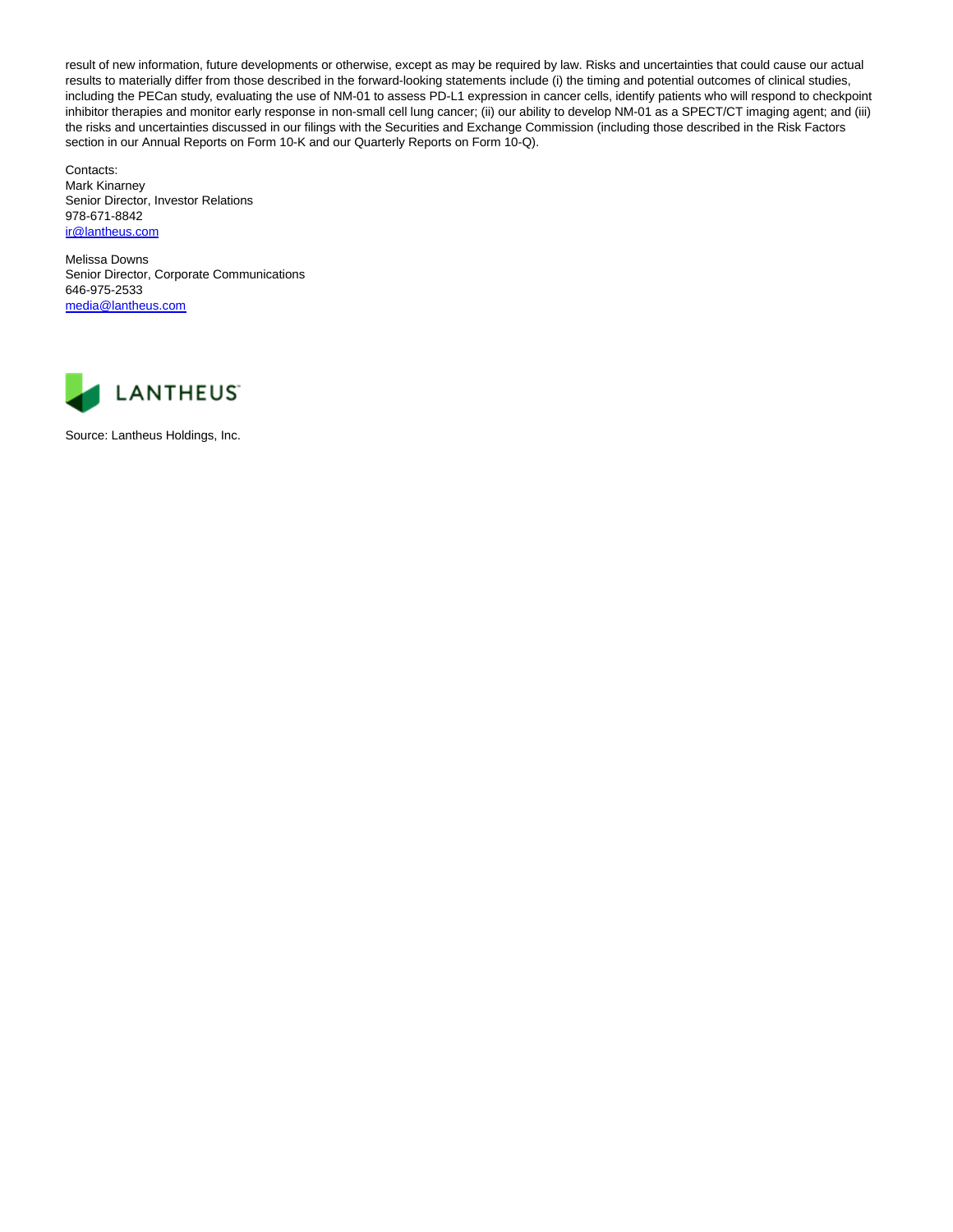result of new information, future developments or otherwise, except as may be required by law. Risks and uncertainties that could cause our actual results to materially differ from those described in the forward-looking statements include (i) the timing and potential outcomes of clinical studies, including the PECan study, evaluating the use of NM-01 to assess PD-L1 expression in cancer cells, identify patients who will respond to checkpoint inhibitor therapies and monitor early response in non-small cell lung cancer; (ii) our ability to develop NM-01 as a SPECT/CT imaging agent; and (iii) the risks and uncertainties discussed in our filings with the Securities and Exchange Commission (including those described in the Risk Factors section in our Annual Reports on Form 10-K and our Quarterly Reports on Form 10-Q).

Contacts:
Mark Kinarney
Senior Director, Investor Relations
978-671-8842
ir@lantheus.com

Melissa Downs
Senior Director, Corporate Communications
646-975-2533
media@lantheus.com

LANTHEUS

Source: Lantheus Holdings, Inc.